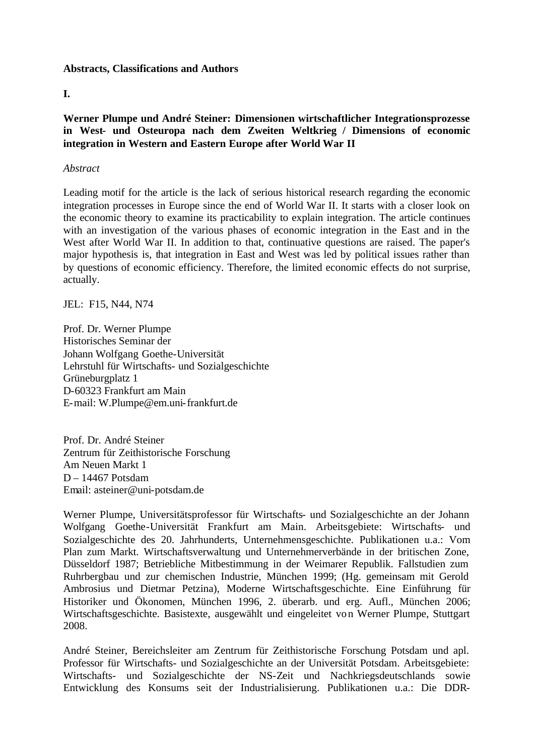**Abstracts, Classifications and Authors**

**I.**

**Werner Plumpe und André Steiner: Dimensionen wirtschaftlicher Integrationsprozesse in West- und Osteuropa nach dem Zweiten Weltkrieg / Dimensions of economic integration in Western and Eastern Europe after World War II**

*Abstract*

Leading motif for the article is the lack of serious historical research regarding the economic integration processes in Europe since the end of World War II. It starts with a closer look on the economic theory to examine its practicability to explain integration. The article continues with an investigation of the various phases of economic integration in the East and in the West after World War II. In addition to that, continuative questions are raised. The paper's major hypothesis is, that integration in East and West was led by political issues rather than by questions of economic efficiency. Therefore, the limited economic effects do not surprise, actually.

JEL: F15, N44, N74

Prof. Dr. Werner Plumpe
Historisches Seminar der
Johann Wolfgang Goethe-Universität
Lehrstuhl für Wirtschafts- und Sozialgeschichte
Grüneburgplatz 1
D-60323 Frankfurt am Main
E-mail: W.Plumpe@em.uni-frankfurt.de

Prof. Dr. André Steiner
Zentrum für Zeithistorische Forschung
Am Neuen Markt 1
D – 14467 Potsdam
Email: asteiner@uni-potsdam.de

Werner Plumpe, Universitätsprofessor für Wirtschafts- und Sozialgeschichte an der Johann Wolfgang Goethe-Universität Frankfurt am Main. Arbeitsgebiete: Wirtschafts- und Sozialgeschichte des 20. Jahrhunderts, Unternehmensgeschichte. Publikationen u.a.: Vom Plan zum Markt. Wirtschaftsverwaltung und Unternehmerverbände in der britischen Zone, Düsseldorf 1987; Betriebliche Mitbestimmung in der Weimarer Republik. Fallstudien zum Ruhrbergbau und zur chemischen Industrie, München 1999; (Hg. gemeinsam mit Gerold Ambrosius und Dietmar Petzina), Moderne Wirtschaftsgeschichte. Eine Einführung für Historiker und Ökonomen, München 1996, 2. überarb. und erg. Aufl., München 2006; Wirtschaftsgeschichte. Basistexte, ausgewählt und eingeleitet von Werner Plumpe, Stuttgart 2008.

André Steiner, Bereichsleiter am Zentrum für Zeithistorische Forschung Potsdam und apl. Professor für Wirtschafts- und Sozialgeschichte an der Universität Potsdam. Arbeitsgebiete: Wirtschafts- und Sozialgeschichte der NS-Zeit und Nachkriegsdeutschlands sowie Entwicklung des Konsums seit der Industrialisierung. Publikationen u.a.: Die DDR-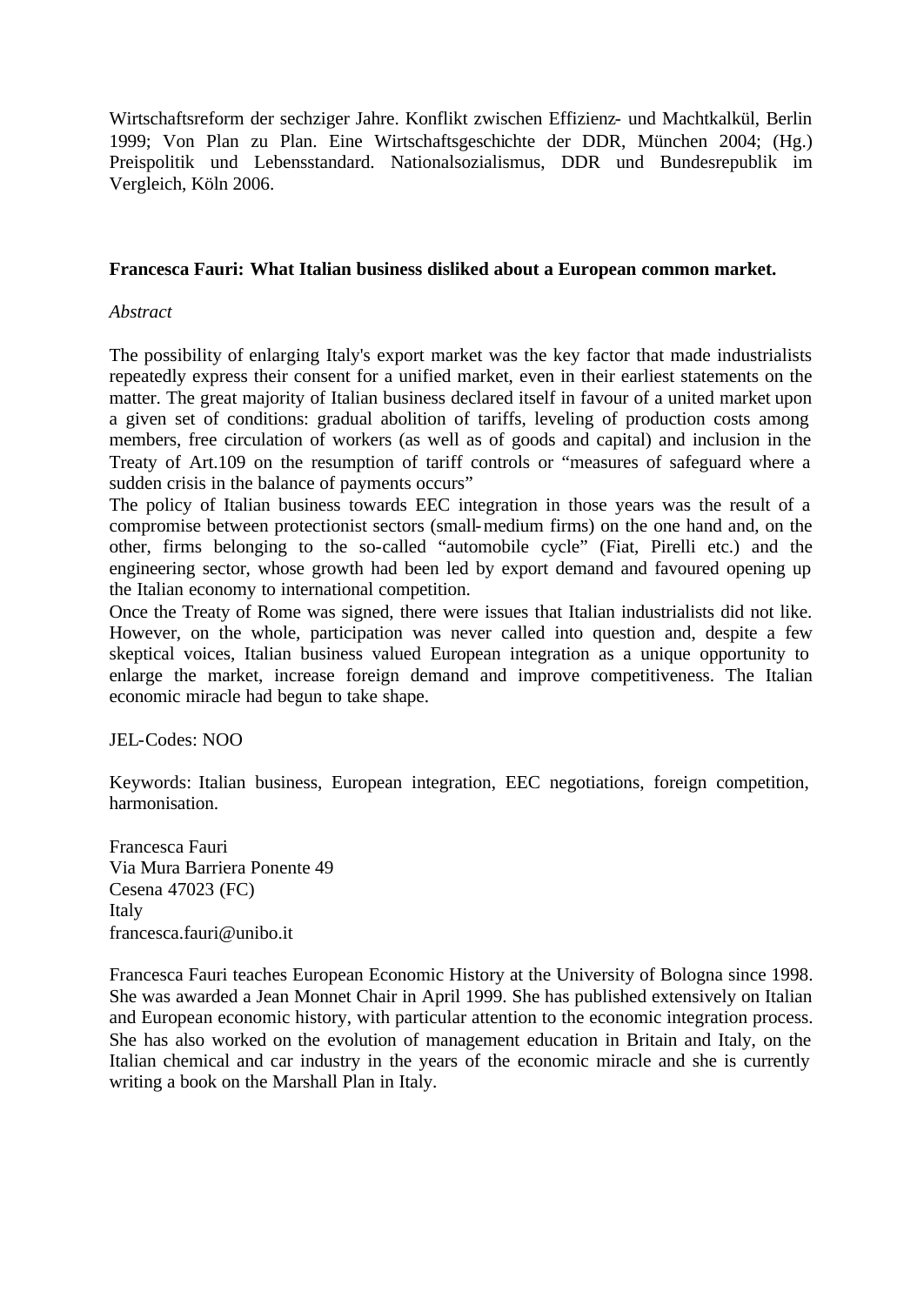Wirtschaftsreform der sechziger Jahre. Konflikt zwischen Effizienz- und Machtkalkül, Berlin 1999; Von Plan zu Plan. Eine Wirtschaftsgeschichte der DDR, München 2004; (Hg.) Preispolitik und Lebensstandard. Nationalsozialismus, DDR und Bundesrepublik im Vergleich, Köln 2006.

**Francesca Fauri: What Italian business disliked about a European common market.**

*Abstract*

The possibility of enlarging Italy's export market was the key factor that made industrialists repeatedly express their consent for a unified market, even in their earliest statements on the matter. The great majority of Italian business declared itself in favour of a united market upon a given set of conditions: gradual abolition of tariffs, leveling of production costs among members, free circulation of workers (as well as of goods and capital) and inclusion in the Treaty of Art.109 on the resumption of tariff controls or "measures of safeguard where a sudden crisis in the balance of payments occurs"

The policy of Italian business towards EEC integration in those years was the result of a compromise between protectionist sectors (small-medium firms) on the one hand and, on the other, firms belonging to the so-called "automobile cycle" (Fiat, Pirelli etc.) and the engineering sector, whose growth had been led by export demand and favoured opening up the Italian economy to international competition.

Once the Treaty of Rome was signed, there were issues that Italian industrialists did not like. However, on the whole, participation was never called into question and, despite a few skeptical voices, Italian business valued European integration as a unique opportunity to enlarge the market, increase foreign demand and improve competitiveness. The Italian economic miracle had begun to take shape.

JEL-Codes: NOO

Keywords: Italian business, European integration, EEC negotiations, foreign competition, harmonisation.

Francesca Fauri
Via Mura Barriera Ponente 49
Cesena 47023 (FC)
Italy
francesca.fauri@unibo.it

Francesca Fauri teaches European Economic History at the University of Bologna since 1998. She was awarded a Jean Monnet Chair in April 1999. She has published extensively on Italian and European economic history, with particular attention to the economic integration process. She has also worked on the evolution of management education in Britain and Italy, on the Italian chemical and car industry in the years of the economic miracle and she is currently writing a book on the Marshall Plan in Italy.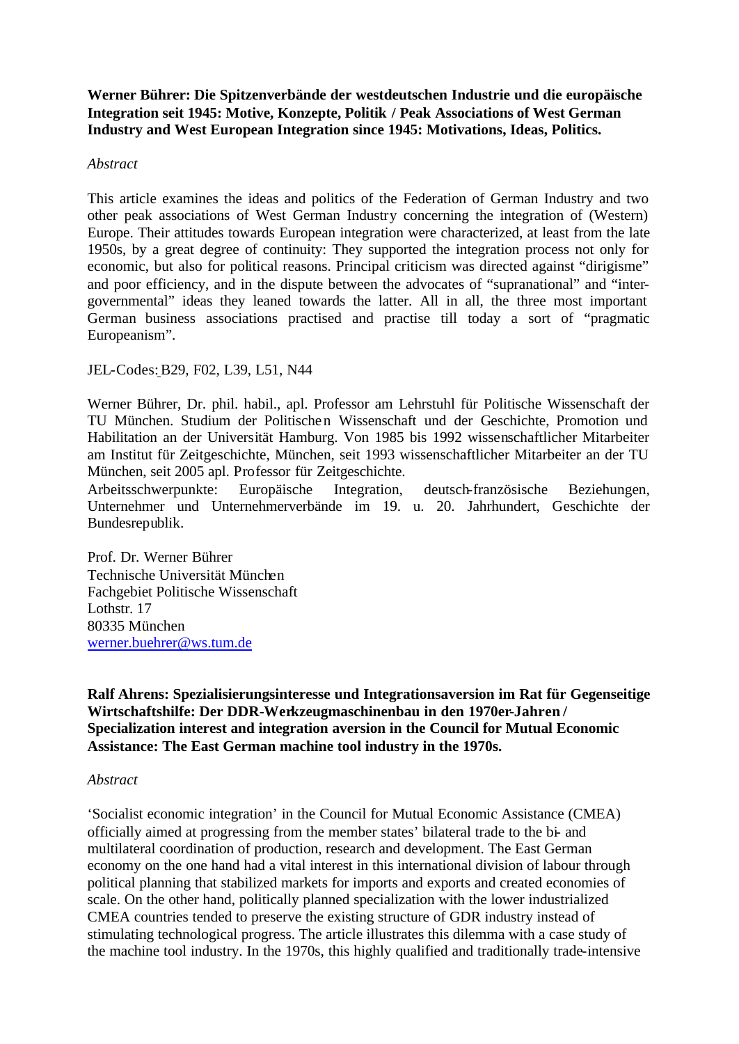**Werner Bührer: Die Spitzenverbände der westdeutschen Industrie und die europäische Integration seit 1945: Motive, Konzepte, Politik / Peak Associations of West German Industry and West European Integration since 1945: Motivations, Ideas, Politics.**

*Abstract*

This article examines the ideas and politics of the Federation of German Industry and two other peak associations of West German Industry concerning the integration of (Western) Europe. Their attitudes towards European integration were characterized, at least from the late 1950s, by a great degree of continuity: They supported the integration process not only for economic, but also for political reasons. Principal criticism was directed against "dirigisme" and poor efficiency, and in the dispute between the advocates of "supranational" and "inter-governmental" ideas they leaned towards the latter. All in all, the three most important German business associations practised and practise till today a sort of "pragmatic Europeanism".

JEL-Codes: B29, F02, L39, L51, N44

Werner Bührer, Dr. phil. habil., apl. Professor am Lehrstuhl für Politische Wissenschaft der TU München. Studium der Politischen Wissenschaft und der Geschichte, Promotion und Habilitation an der Universität Hamburg. Von 1985 bis 1992 wissenschaftlicher Mitarbeiter am Institut für Zeitgeschichte, München, seit 1993 wissenschaftlicher Mitarbeiter an der TU München, seit 2005 apl. Professor für Zeitgeschichte.
Arbeitsschwerpunkte: Europäische Integration, deutsch-französische Beziehungen, Unternehmer und Unternehmerverbände im 19. u. 20. Jahrhundert, Geschichte der Bundesrepublik.

Prof. Dr. Werner Bührer
Technische Universität München
Fachgebiet Politische Wissenschaft
Lothstr. 17
80335 München
werner.buehrer@ws.tum.de

**Ralf Ahrens: Spezialisierungsinteresse und Integrationsaversion im Rat für Gegenseitige Wirtschaftshilfe: Der DDR-Werkzeugmaschinenbau in den 1970er-Jahren / Specialization interest and integration aversion in the Council for Mutual Economic Assistance: The East German machine tool industry in the 1970s.**

*Abstract*

'Socialist economic integration' in the Council for Mutual Economic Assistance (CMEA) officially aimed at progressing from the member states' bilateral trade to the bi- and multilateral coordination of production, research and development. The East German economy on the one hand had a vital interest in this international division of labour through political planning that stabilized markets for imports and exports and created economies of scale. On the other hand, politically planned specialization with the lower industrialized CMEA countries tended to preserve the existing structure of GDR industry instead of stimulating technological progress. The article illustrates this dilemma with a case study of the machine tool industry. In the 1970s, this highly qualified and traditionally trade-intensive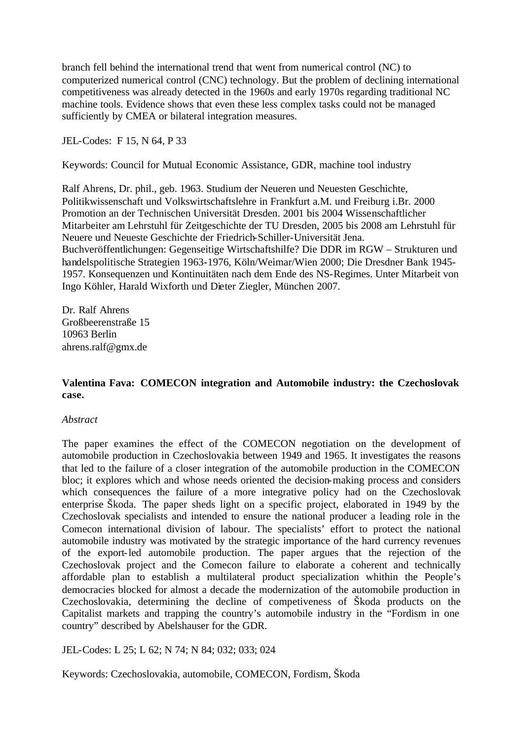branch fell behind the international trend that went from numerical control (NC) to computerized numerical control (CNC) technology. But the problem of declining international competitiveness was already detected in the 1960s and early 1970s regarding traditional NC machine tools. Evidence shows that even these less complex tasks could not be managed sufficiently by CMEA or bilateral integration measures.

JEL-Codes: F 15, N 64, P 33

Keywords: Council for Mutual Economic Assistance, GDR, machine tool industry

Ralf Ahrens, Dr. phil., geb. 1963. Studium der Neueren und Neuesten Geschichte, Politikwissenschaft und Volkswirtschaftslehre in Frankfurt a.M. und Freiburg i.Br. 2000 Promotion an der Technischen Universität Dresden. 2001 bis 2004 Wissenschaftlicher Mitarbeiter am Lehrstuhl für Zeitgeschichte der TU Dresden, 2005 bis 2008 am Lehrstuhl für Neuere und Neueste Geschichte der Friedrich-Schiller-Universität Jena. Buchveröffentlichungen: Gegenseitige Wirtschaftshilfe? Die DDR im RGW – Strukturen und handelspolitische Strategien 1963-1976, Köln/Weimar/Wien 2000; Die Dresdner Bank 1945-1957. Konsequenzen und Kontinuitäten nach dem Ende des NS-Regimes. Unter Mitarbeit von Ingo Köhler, Harald Wixforth und Dieter Ziegler, München 2007.

Dr. Ralf Ahrens
Großbeerenstraße 15
10963 Berlin
ahrens.ralf@gmx.de

**Valentina Fava: COMECON integration and Automobile industry: the Czechoslovak case.**

*Abstract*

The paper examines the effect of the COMECON negotiation on the development of automobile production in Czechoslovakia between 1949 and 1965. It investigates the reasons that led to the failure of a closer integration of the automobile production in the COMECON bloc; it explores which and whose needs oriented the decision-making process and considers which consequences the failure of a more integrative policy had on the Czechoslovak enterprise Škoda. The paper sheds light on a specific project, elaborated in 1949 by the Czechoslovak specialists and intended to ensure the national producer a leading role in the Comecon international division of labour. The specialists' effort to protect the national automobile industry was motivated by the strategic importance of the hard currency revenues of the export-led automobile production. The paper argues that the rejection of the Czechoslovak project and the Comecon failure to elaborate a coherent and technically affordable plan to establish a multilateral product specialization whithin the People's democracies blocked for almost a decade the modernization of the automobile production in Czechoslovakia, determining the decline of competiveness of Škoda products on the Capitalist markets and trapping the country's automobile industry in the "Fordism in one country" described by Abelshauser for the GDR.

JEL-Codes: L 25; L 62; N 74; N 84; 032; 033; 024

Keywords: Czechoslovakia, automobile, COMECON, Fordism, Škoda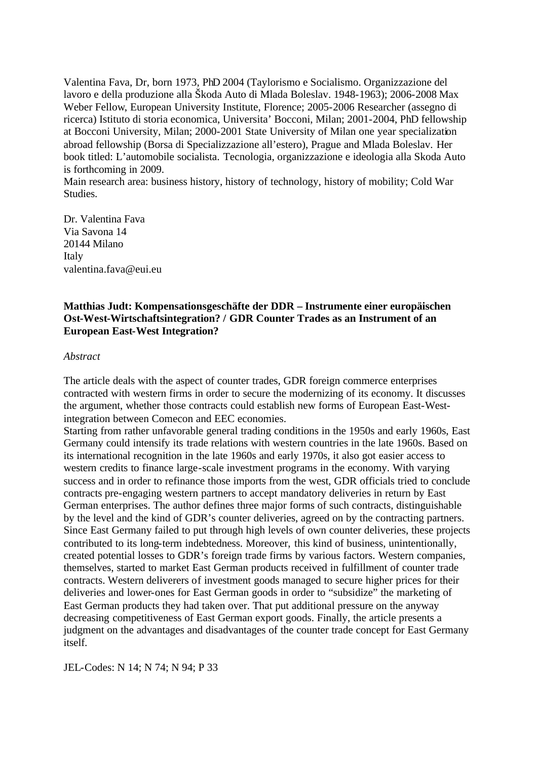Valentina Fava, Dr, born 1973, PhD 2004 (Taylorismo e Socialismo. Organizzazione del lavoro e della produzione alla Škoda Auto di Mlada Boleslav. 1948-1963); 2006-2008 Max Weber Fellow, European University Institute, Florence; 2005-2006 Researcher (assegno di ricerca) Istituto di storia economica, Universita' Bocconi, Milan; 2001-2004, PhD fellowship at Bocconi University, Milan; 2000-2001 State University of Milan one year specialization abroad fellowship (Borsa di Specializzazione all'estero), Prague and Mlada Boleslav. Her book titled: L'automobile socialista. Tecnologia, organizzazione e ideologia alla Skoda Auto is forthcoming in 2009.
Main research area: business history, history of technology, history of mobility; Cold War Studies.

Dr. Valentina Fava
Via Savona 14
20144 Milano
Italy
valentina.fava@eui.eu

**Matthias Judt: Kompensationsgeschäfte der DDR – Instrumente einer europäischen Ost-West-Wirtschaftsintegration? / GDR Counter Trades as an Instrument of an European East-West Integration?**

*Abstract*

The article deals with the aspect of counter trades, GDR foreign commerce enterprises contracted with western firms in order to secure the modernizing of its economy. It discusses the argument, whether those contracts could establish new forms of European East-West-integration between Comecon and EEC economies.
Starting from rather unfavorable general trading conditions in the 1950s and early 1960s, East Germany could intensify its trade relations with western countries in the late 1960s. Based on its international recognition in the late 1960s and early 1970s, it also got easier access to western credits to finance large-scale investment programs in the economy. With varying success and in order to refinance those imports from the west, GDR officials tried to conclude contracts pre-engaging western partners to accept mandatory deliveries in return by East German enterprises. The author defines three major forms of such contracts, distinguishable by the level and the kind of GDR's counter deliveries, agreed on by the contracting partners. Since East Germany failed to put through high levels of own counter deliveries, these projects contributed to its long-term indebtedness. Moreover, this kind of business, unintentionally, created potential losses to GDR's foreign trade firms by various factors. Western companies, themselves, started to market East German products received in fulfillment of counter trade contracts. Western deliverers of investment goods managed to secure higher prices for their deliveries and lower-ones for East German goods in order to "subsidize" the marketing of East German products they had taken over. That put additional pressure on the anyway decreasing competitiveness of East German export goods. Finally, the article presents a judgment on the advantages and disadvantages of the counter trade concept for East Germany itself.

JEL-Codes: N 14; N 74; N 94; P 33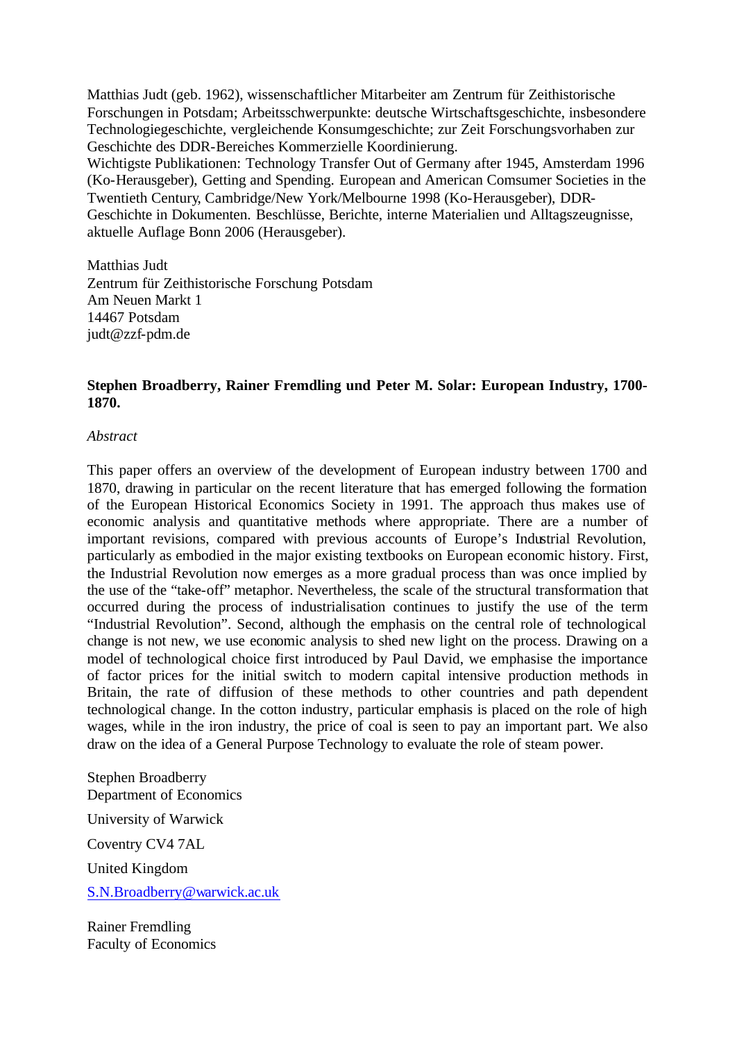Matthias Judt (geb. 1962), wissenschaftlicher Mitarbeiter am Zentrum für Zeithistorische Forschungen in Potsdam; Arbeitsschwerpunkte: deutsche Wirtschaftsgeschichte, insbesondere Technologiegeschichte, vergleichende Konsumgeschichte; zur Zeit Forschungsvorhaben zur Geschichte des DDR-Bereiches Kommerzielle Koordinierung.
Wichtigste Publikationen: Technology Transfer Out of Germany after 1945, Amsterdam 1996 (Ko-Herausgeber), Getting and Spending. European and American Comsumer Societies in the Twentieth Century, Cambridge/New York/Melbourne 1998 (Ko-Herausgeber), DDR-Geschichte in Dokumenten. Beschlüsse, Berichte, interne Materialien und Alltagszeugnisse, aktuelle Auflage Bonn 2006 (Herausgeber).

Matthias Judt
Zentrum für Zeithistorische Forschung Potsdam
Am Neuen Markt 1
14467 Potsdam
judt@zzf-pdm.de

**Stephen Broadberry, Rainer Fremdling und Peter M. Solar: European Industry, 1700-1870.**

*Abstract*

This paper offers an overview of the development of European industry between 1700 and 1870, drawing in particular on the recent literature that has emerged following the formation of the European Historical Economics Society in 1991. The approach thus makes use of economic analysis and quantitative methods where appropriate. There are a number of important revisions, compared with previous accounts of Europe's Industrial Revolution, particularly as embodied in the major existing textbooks on European economic history. First, the Industrial Revolution now emerges as a more gradual process than was once implied by the use of the "take-off" metaphor. Nevertheless, the scale of the structural transformation that occurred during the process of industrialisation continues to justify the use of the term "Industrial Revolution". Second, although the emphasis on the central role of technological change is not new, we use economic analysis to shed new light on the process. Drawing on a model of technological choice first introduced by Paul David, we emphasise the importance of factor prices for the initial switch to modern capital intensive production methods in Britain, the rate of diffusion of these methods to other countries and path dependent technological change. In the cotton industry, particular emphasis is placed on the role of high wages, while in the iron industry, the price of coal is seen to pay an important part. We also draw on the idea of a General Purpose Technology to evaluate the role of steam power.

Stephen Broadberry
Department of Economics
University of Warwick
Coventry CV4 7AL
United Kingdom
S.N.Broadberry@warwick.ac.uk

Rainer Fremdling
Faculty of Economics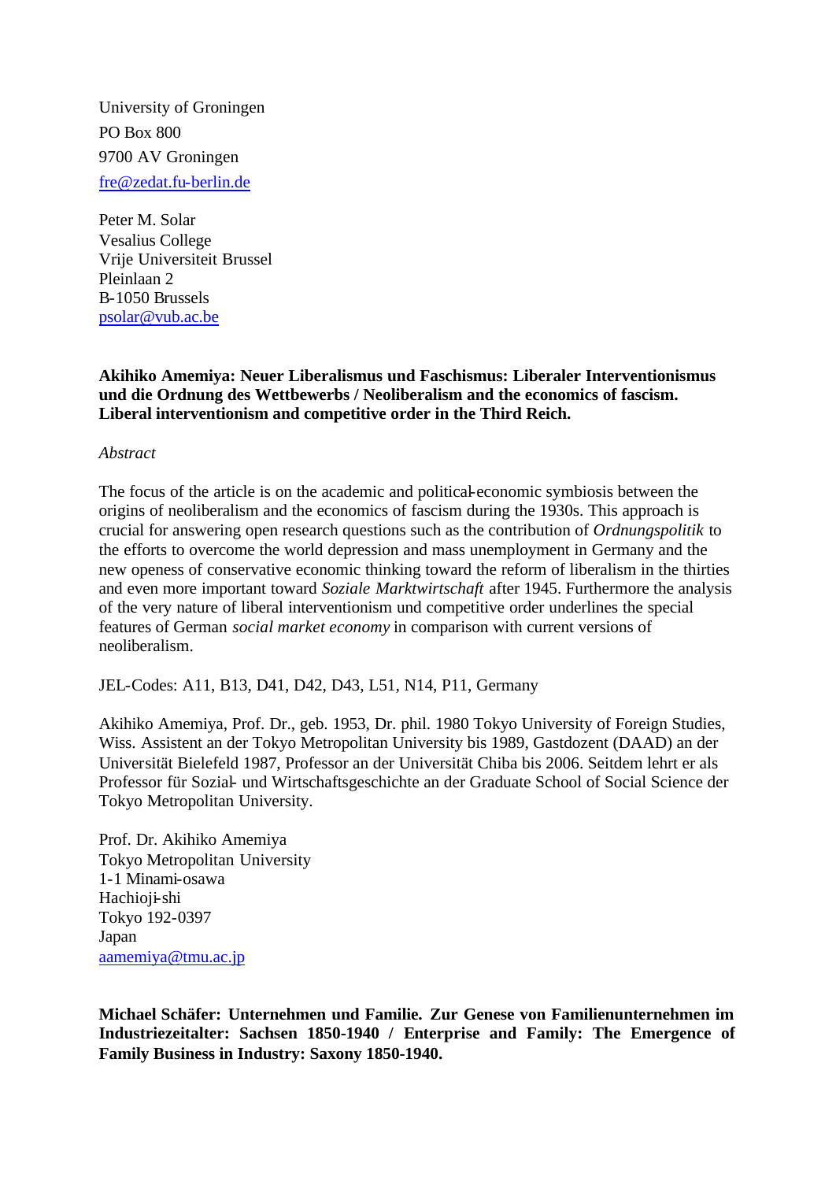University of Groningen
PO Box 800
9700 AV Groningen
fre@zedat.fu-berlin.de

Peter M. Solar
Vesalius College
Vrije Universiteit Brussel
Pleinlaan 2
B-1050 Brussels
psolar@vub.ac.be

**Akihiko Amemiya: Neuer Liberalismus und Faschismus: Liberaler Interventionismus und die Ordnung des Wettbewerbs / Neoliberalism and the economics of fascism. Liberal interventionism and competitive order in the Third Reich.**

*Abstract*

The focus of the article is on the academic and political-economic symbiosis between the origins of neoliberalism and the economics of fascism during the 1930s. This approach is crucial for answering open research questions such as the contribution of *Ordnungspolitik* to the efforts to overcome the world depression and mass unemployment in Germany and the new openess of conservative economic thinking toward the reform of liberalism in the thirties and even more important toward *Soziale Marktwirtschaft* after 1945. Furthermore the analysis of the very nature of liberal interventionism und competitive order underlines the special features of German *social market economy* in comparison with current versions of neoliberalism.

JEL-Codes: A11, B13, D41, D42, D43, L51, N14, P11, Germany

Akihiko Amemiya, Prof. Dr., geb. 1953, Dr. phil. 1980 Tokyo University of Foreign Studies, Wiss. Assistent an der Tokyo Metropolitan University bis 1989, Gastdozent (DAAD) an der Universität Bielefeld 1987, Professor an der Universität Chiba bis 2006. Seitdem lehrt er als Professor für Sozial- und Wirtschaftsgeschichte an der Graduate School of Social Science der Tokyo Metropolitan University.

Prof. Dr. Akihiko Amemiya
Tokyo Metropolitan University
1-1 Minami-osawa
Hachioji-shi
Tokyo 192-0397
Japan
aamemiya@tmu.ac.jp

**Michael Schäfer: Unternehmen und Familie. Zur Genese von Familienunternehmen im Industriezeitalter: Sachsen 1850-1940 / Enterprise and Family: The Emergence of Family Business in Industry: Saxony 1850-1940.**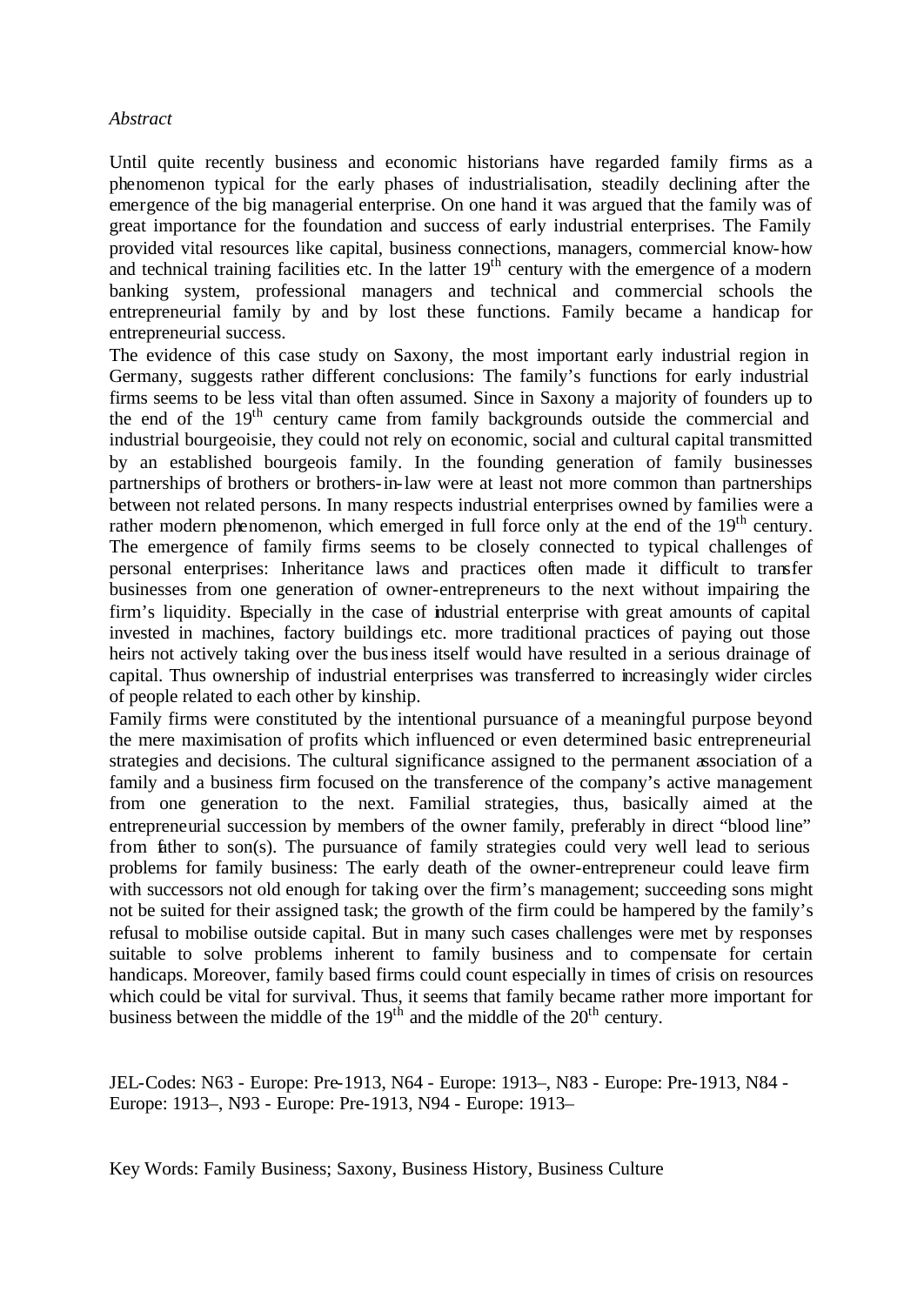*Abstract*

Until quite recently business and economic historians have regarded family firms as a phenomenon typical for the early phases of industrialisation, steadily declining after the emergence of the big managerial enterprise. On one hand it was argued that the family was of great importance for the foundation and success of early industrial enterprises. The Family provided vital resources like capital, business connections, managers, commercial know-how and technical training facilities etc. In the latter 19th century with the emergence of a modern banking system, professional managers and technical and commercial schools the entrepreneurial family by and by lost these functions. Family became a handicap for entrepreneurial success.

The evidence of this case study on Saxony, the most important early industrial region in Germany, suggests rather different conclusions: The family's functions for early industrial firms seems to be less vital than often assumed. Since in Saxony a majority of founders up to the end of the 19th century came from family backgrounds outside the commercial and industrial bourgeoisie, they could not rely on economic, social and cultural capital transmitted by an established bourgeois family. In the founding generation of family businesses partnerships of brothers or brothers-in-law were at least not more common than partnerships between not related persons. In many respects industrial enterprises owned by families were a rather modern phenomenon, which emerged in full force only at the end of the 19th century. The emergence of family firms seems to be closely connected to typical challenges of personal enterprises: Inheritance laws and practices often made it difficult to transfer businesses from one generation of owner-entrepreneurs to the next without impairing the firm's liquidity. Especially in the case of industrial enterprise with great amounts of capital invested in machines, factory buildings etc. more traditional practices of paying out those heirs not actively taking over the business itself would have resulted in a serious drainage of capital. Thus ownership of industrial enterprises was transferred to increasingly wider circles of people related to each other by kinship.

Family firms were constituted by the intentional pursuance of a meaningful purpose beyond the mere maximisation of profits which influenced or even determined basic entrepreneurial strategies and decisions. The cultural significance assigned to the permanent association of a family and a business firm focused on the transference of the company's active management from one generation to the next. Familial strategies, thus, basically aimed at the entrepreneurial succession by members of the owner family, preferably in direct "blood line" from father to son(s). The pursuance of family strategies could very well lead to serious problems for family business: The early death of the owner-entrepreneur could leave firm with successors not old enough for taking over the firm's management; succeeding sons might not be suited for their assigned task; the growth of the firm could be hampered by the family's refusal to mobilise outside capital. But in many such cases challenges were met by responses suitable to solve problems inherent to family business and to compensate for certain handicaps. Moreover, family based firms could count especially in times of crisis on resources which could be vital for survival. Thus, it seems that family became rather more important for business between the middle of the 19th and the middle of the 20th century.

JEL-Codes: N63 - Europe: Pre-1913, N64 - Europe: 1913–, N83 - Europe: Pre-1913, N84 - Europe: 1913–, N93 - Europe: Pre-1913, N94 - Europe: 1913–

Key Words: Family Business; Saxony, Business History, Business Culture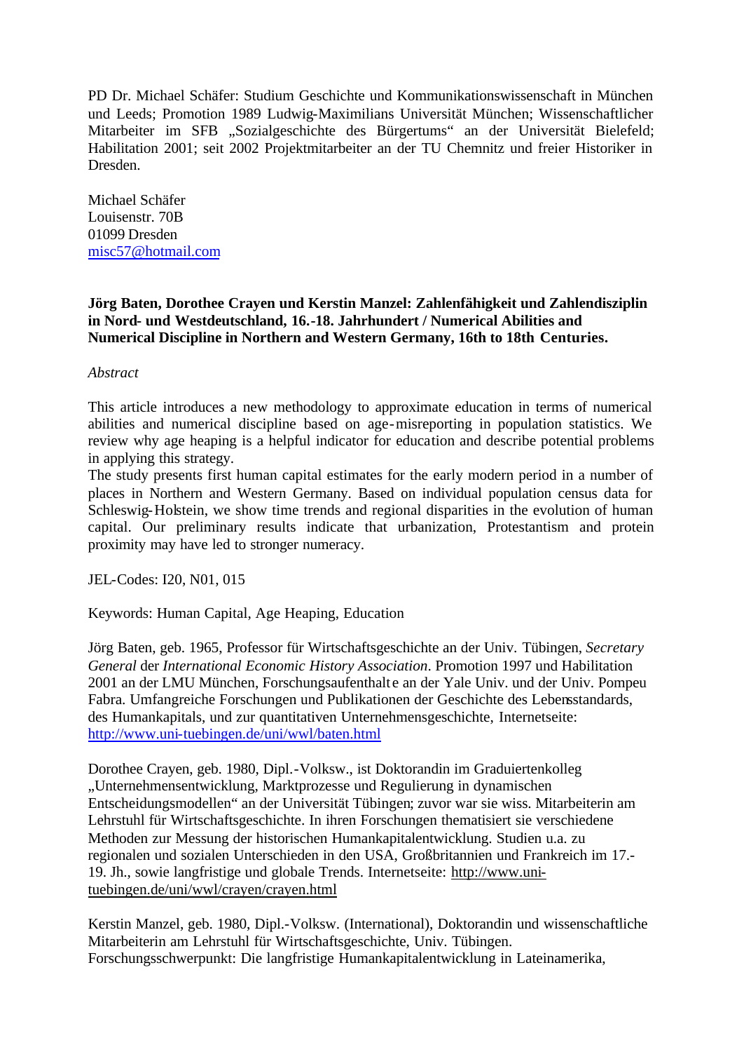PD Dr. Michael Schäfer: Studium Geschichte und Kommunikationswissenschaft in München und Leeds; Promotion 1989 Ludwig-Maximilians Universität München; Wissenschaftlicher Mitarbeiter im SFB „Sozialgeschichte des Bürgertums" an der Universität Bielefeld; Habilitation 2001; seit 2002 Projektmitarbeiter an der TU Chemnitz und freier Historiker in Dresden.

Michael Schäfer
Louisenstr. 70B
01099 Dresden
misc57@hotmail.com

**Jörg Baten, Dorothee Crayen und Kerstin Manzel: Zahlenfähigkeit und Zahlendisziplin in Nord- und Westdeutschland, 16.-18. Jahrhundert / Numerical Abilities and Numerical Discipline in Northern and Western Germany, 16th to 18th Centuries.**

*Abstract*

This article introduces a new methodology to approximate education in terms of numerical abilities and numerical discipline based on age-misreporting in population statistics. We review why age heaping is a helpful indicator for education and describe potential problems in applying this strategy.
The study presents first human capital estimates for the early modern period in a number of places in Northern and Western Germany. Based on individual population census data for Schleswig-Holstein, we show time trends and regional disparities in the evolution of human capital. Our preliminary results indicate that urbanization, Protestantism and protein proximity may have led to stronger numeracy.

JEL-Codes: I20, N01, 015

Keywords: Human Capital, Age Heaping, Education

Jörg Baten, geb. 1965, Professor für Wirtschaftsgeschichte an der Univ. Tübingen, *Secretary General* der *International Economic History Association*. Promotion 1997 und Habilitation 2001 an der LMU München, Forschungsaufenthalte an der Yale Univ. und der Univ. Pompeu Fabra. Umfangreiche Forschungen und Publikationen der Geschichte des Lebensstandards, des Humankapitals, und zur quantitativen Unternehmensgeschichte, Internetseite: http://www.uni-tuebingen.de/uni/wwl/baten.html

Dorothee Crayen, geb. 1980, Dipl.-Volksw., ist Doktorandin im Graduiertenkolleg „Unternehmensentwicklung, Marktprozesse und Regulierung in dynamischen Entscheidungsmodellen" an der Universität Tübingen; zuvor war sie wiss. Mitarbeiterin am Lehrstuhl für Wirtschaftsgeschichte. In ihren Forschungen thematisiert sie verschiedene Methoden zur Messung der historischen Humankapitalentwicklung. Studien u.a. zu regionalen und sozialen Unterschieden in den USA, Großbritannien und Frankreich im 17.-19. Jh., sowie langfristige und globale Trends. Internetseite: http://www.uni-tuebingen.de/uni/wwl/crayen/crayen.html

Kerstin Manzel, geb. 1980, Dipl.-Volksw. (International), Doktorandin und wissenschaftliche Mitarbeiterin am Lehrstuhl für Wirtschaftsgeschichte, Univ. Tübingen. Forschungsschwerpunkt: Die langfristige Humankapitalentwicklung in Lateinamerika,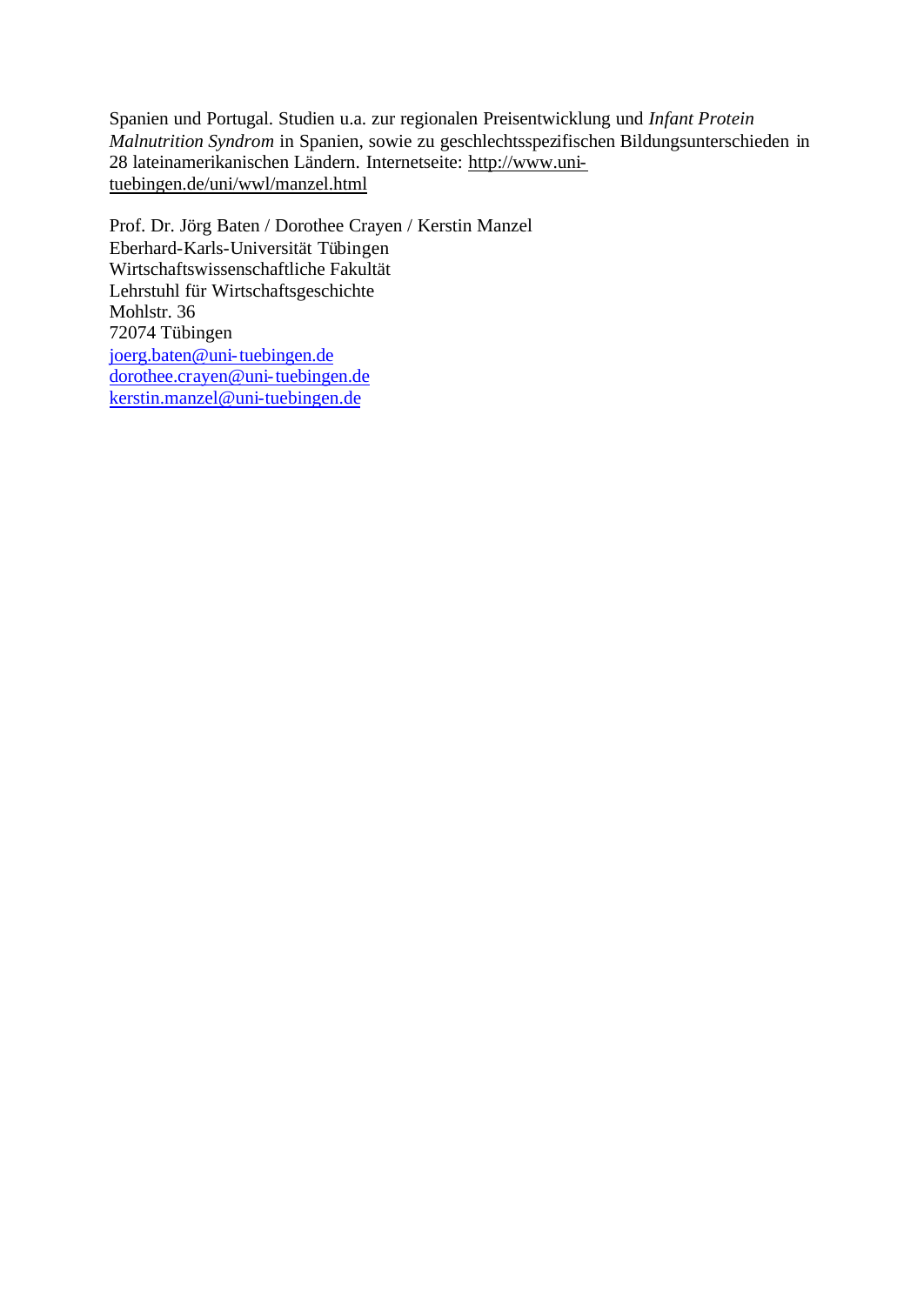Spanien und Portugal. Studien u.a. zur regionalen Preisentwicklung und *Infant Protein Malnutrition Syndrom* in Spanien, sowie zu geschlechtsspezifischen Bildungsunterschieden in 28 lateinamerikanischen Ländern. Internetseite: http://www.uni-tuebingen.de/uni/wwl/manzel.html

Prof. Dr. Jörg Baten / Dorothee Crayen / Kerstin Manzel
Eberhard-Karls-Universität Tübingen
Wirtschaftswissenschaftliche Fakultät
Lehrstuhl für Wirtschaftsgeschichte
Mohlstr. 36
72074 Tübingen
joerg.baten@uni-tuebingen.de
dorothee.crayen@uni-tuebingen.de
kerstin.manzel@uni-tuebingen.de